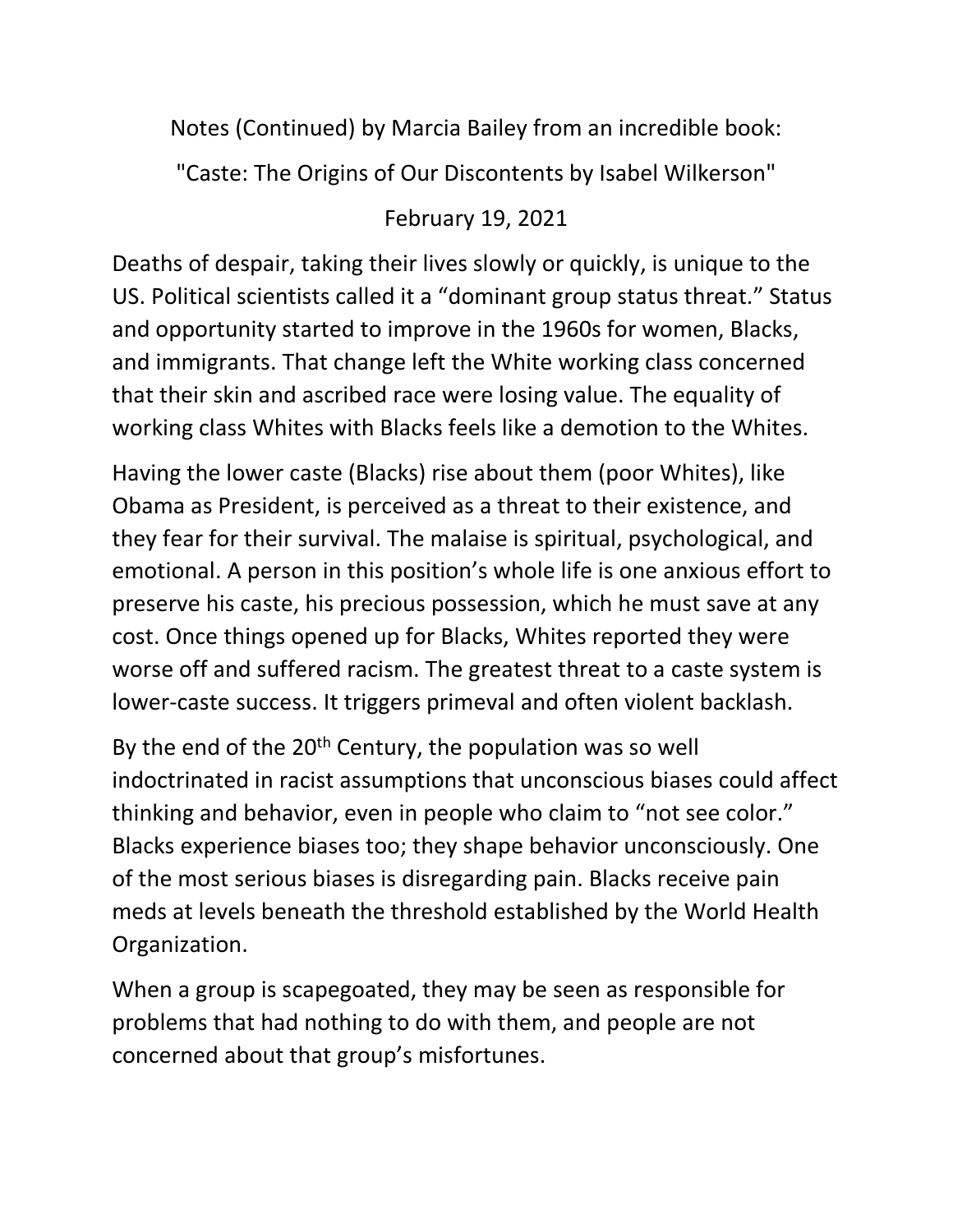Notes (Continued) by Marcia Bailey from an incredible book:

"Caste: The Origins of Our Discontents by Isabel Wilkerson"

February 19, 2021

Deaths of despair, taking their lives slowly or quickly, is unique to the US. Political scientists called it a "dominant group status threat." Status and opportunity started to improve in the 1960s for women, Blacks, and immigrants. That change left the White working class concerned that their skin and ascribed race were losing value. The equality of working class Whites with Blacks feels like a demotion to the Whites.

Having the lower caste (Blacks) rise about them (poor Whites), like Obama as President, is perceived as a threat to their existence, and they fear for their survival. The malaise is spiritual, psychological, and emotional. A person in this position's whole life is one anxious effort to preserve his caste, his precious possession, which he must save at any cost. Once things opened up for Blacks, Whites reported they were worse off and suffered racism. The greatest threat to a caste system is lower-caste success. It triggers primeval and often violent backlash.

By the end of the 20th Century, the population was so well indoctrinated in racist assumptions that unconscious biases could affect thinking and behavior, even in people who claim to "not see color." Blacks experience biases too; they shape behavior unconsciously. One of the most serious biases is disregarding pain. Blacks receive pain meds at levels beneath the threshold established by the World Health Organization.

When a group is scapegoated, they may be seen as responsible for problems that had nothing to do with them, and people are not concerned about that group's misfortunes.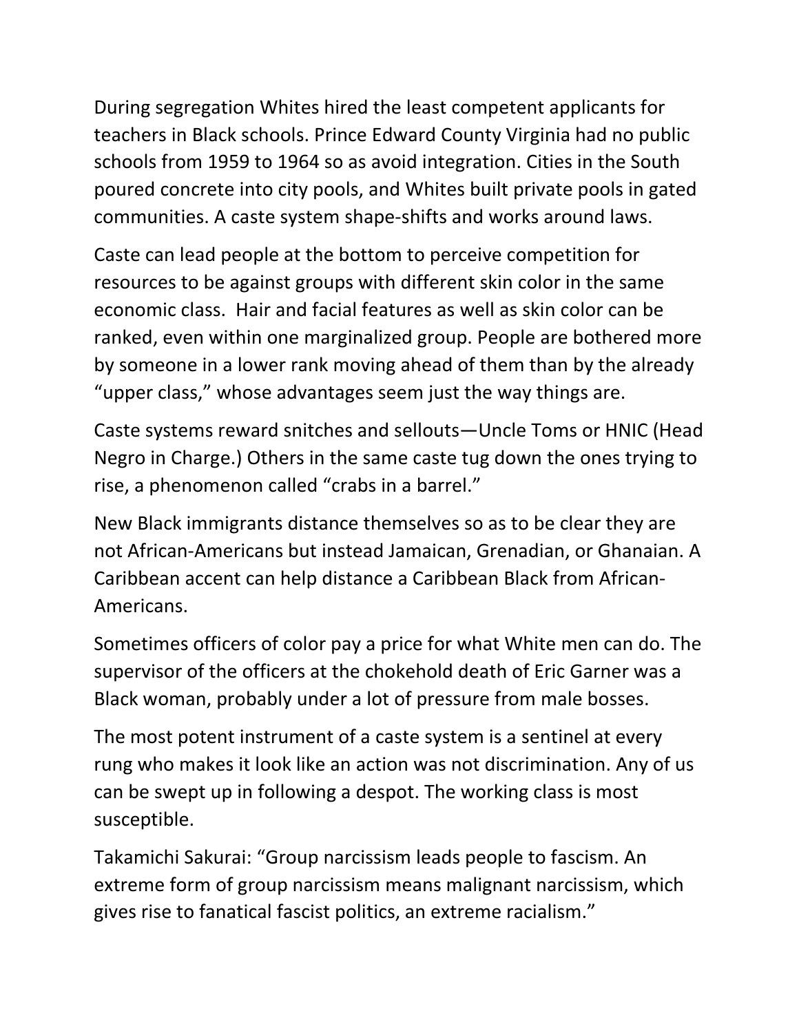During segregation Whites hired the least competent applicants for teachers in Black schools. Prince Edward County Virginia had no public schools from 1959 to 1964 so as avoid integration. Cities in the South poured concrete into city pools, and Whites built private pools in gated communities. A caste system shape-shifts and works around laws.

Caste can lead people at the bottom to perceive competition for resources to be against groups with different skin color in the same economic class. Hair and facial features as well as skin color can be ranked, even within one marginalized group. People are bothered more by someone in a lower rank moving ahead of them than by the already "upper class," whose advantages seem just the way things are.

Caste systems reward snitches and sellouts—Uncle Toms or HNIC (Head Negro in Charge.) Others in the same caste tug down the ones trying to rise, a phenomenon called "crabs in a barrel."

New Black immigrants distance themselves so as to be clear they are not African-Americans but instead Jamaican, Grenadian, or Ghanaian. A Caribbean accent can help distance a Caribbean Black from African-Americans.

Sometimes officers of color pay a price for what White men can do. The supervisor of the officers at the chokehold death of Eric Garner was a Black woman, probably under a lot of pressure from male bosses.

The most potent instrument of a caste system is a sentinel at every rung who makes it look like an action was not discrimination. Any of us can be swept up in following a despot. The working class is most susceptible.

Takamichi Sakurai: "Group narcissism leads people to fascism. An extreme form of group narcissism means malignant narcissism, which gives rise to fanatical fascist politics, an extreme racialism."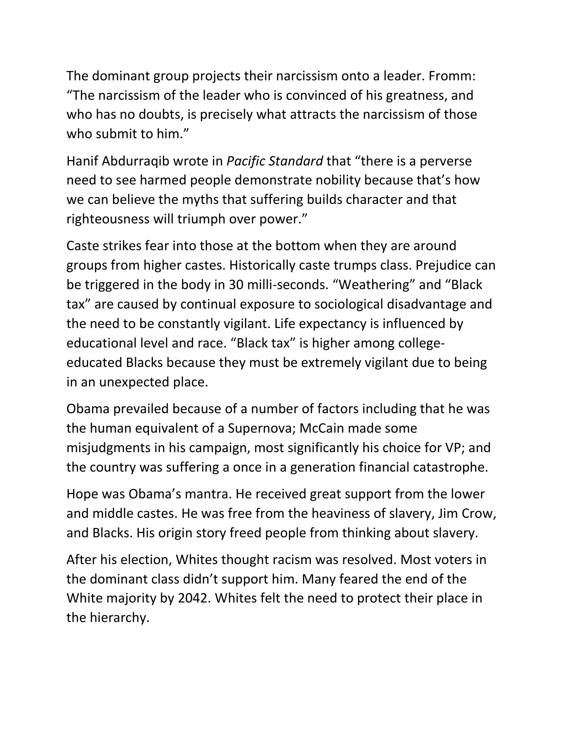The dominant group projects their narcissism onto a leader. Fromm: "The narcissism of the leader who is convinced of his greatness, and who has no doubts, is precisely what attracts the narcissism of those who submit to him."

Hanif Abdurraqib wrote in *Pacific Standard* that "there is a perverse need to see harmed people demonstrate nobility because that's how we can believe the myths that suffering builds character and that righteousness will triumph over power."

Caste strikes fear into those at the bottom when they are around groups from higher castes. Historically caste trumps class. Prejudice can be triggered in the body in 30 milli-seconds. "Weathering" and "Black tax" are caused by continual exposure to sociological disadvantage and the need to be constantly vigilant. Life expectancy is influenced by educational level and race. "Black tax" is higher among college-educated Blacks because they must be extremely vigilant due to being in an unexpected place.

Obama prevailed because of a number of factors including that he was the human equivalent of a Supernova; McCain made some misjudgments in his campaign, most significantly his choice for VP; and the country was suffering a once in a generation financial catastrophe.

Hope was Obama's mantra. He received great support from the lower and middle castes. He was free from the heaviness of slavery, Jim Crow, and Blacks. His origin story freed people from thinking about slavery.

After his election, Whites thought racism was resolved. Most voters in the dominant class didn't support him. Many feared the end of the White majority by 2042. Whites felt the need to protect their place in the hierarchy.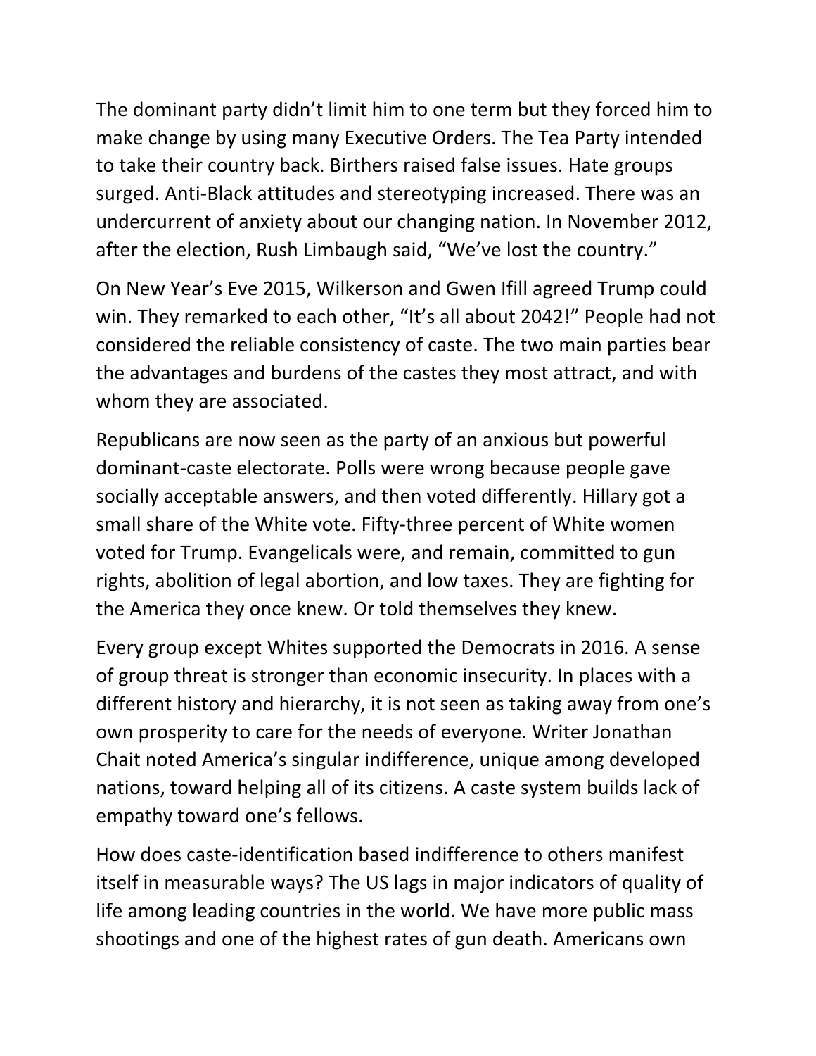The dominant party didn't limit him to one term but they forced him to make change by using many Executive Orders. The Tea Party intended to take their country back. Birthers raised false issues. Hate groups surged. Anti-Black attitudes and stereotyping increased. There was an undercurrent of anxiety about our changing nation. In November 2012, after the election, Rush Limbaugh said, "We've lost the country."

On New Year's Eve 2015, Wilkerson and Gwen Ifill agreed Trump could win. They remarked to each other, "It's all about 2042!" People had not considered the reliable consistency of caste. The two main parties bear the advantages and burdens of the castes they most attract, and with whom they are associated.

Republicans are now seen as the party of an anxious but powerful dominant-caste electorate. Polls were wrong because people gave socially acceptable answers, and then voted differently. Hillary got a small share of the White vote. Fifty-three percent of White women voted for Trump. Evangelicals were, and remain, committed to gun rights, abolition of legal abortion, and low taxes. They are fighting for the America they once knew. Or told themselves they knew.

Every group except Whites supported the Democrats in 2016. A sense of group threat is stronger than economic insecurity. In places with a different history and hierarchy, it is not seen as taking away from one's own prosperity to care for the needs of everyone. Writer Jonathan Chait noted America's singular indifference, unique among developed nations, toward helping all of its citizens. A caste system builds lack of empathy toward one's fellows.

How does caste-identification based indifference to others manifest itself in measurable ways? The US lags in major indicators of quality of life among leading countries in the world. We have more public mass shootings and one of the highest rates of gun death. Americans own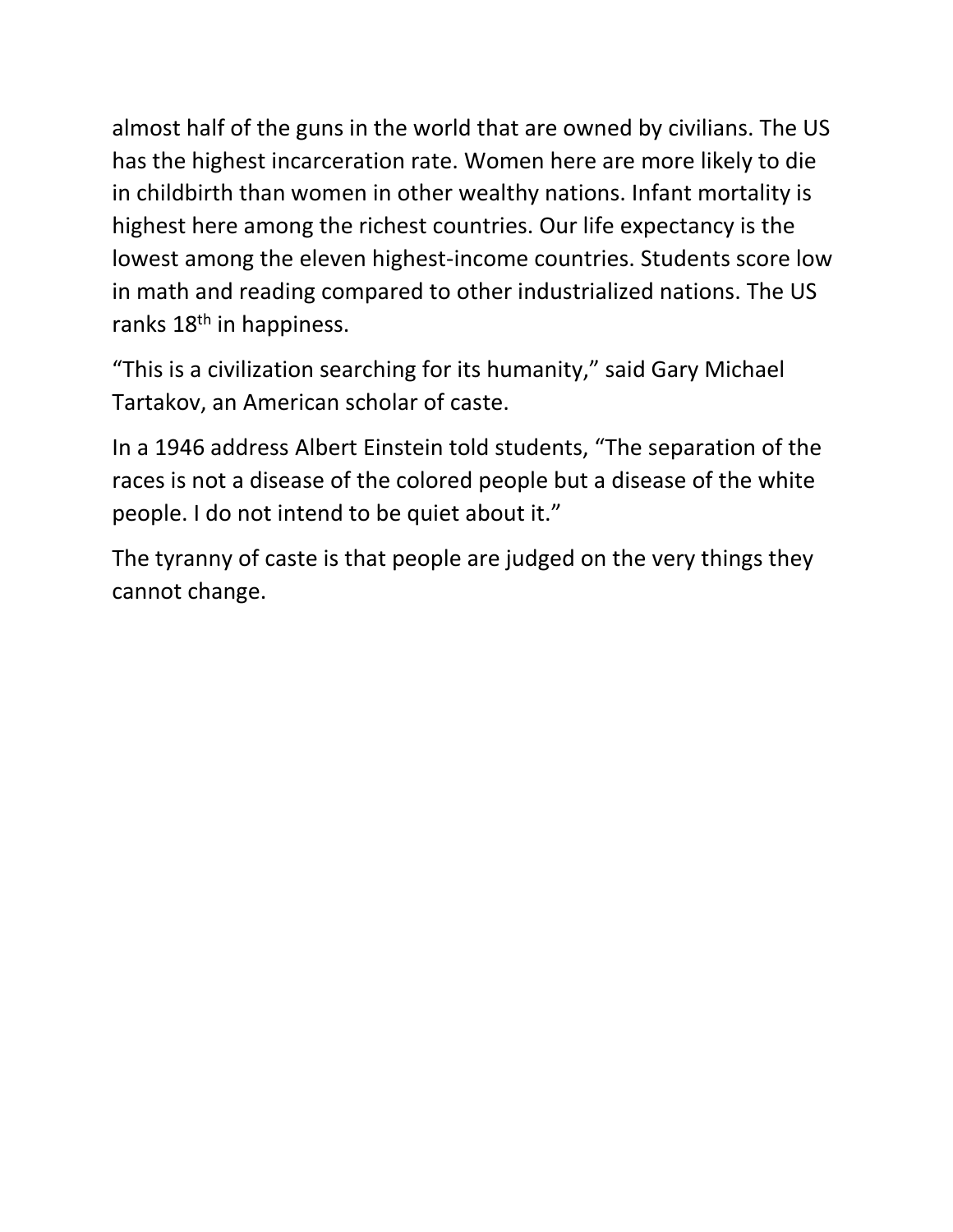almost half of the guns in the world that are owned by civilians. The US has the highest incarceration rate. Women here are more likely to die in childbirth than women in other wealthy nations. Infant mortality is highest here among the richest countries. Our life expectancy is the lowest among the eleven highest-income countries. Students score low in math and reading compared to other industrialized nations. The US ranks 18th in happiness.

“This is a civilization searching for its humanity,” said Gary Michael Tartakov, an American scholar of caste.

In a 1946 address Albert Einstein told students, “The separation of the races is not a disease of the colored people but a disease of the white people. I do not intend to be quiet about it.”

The tyranny of caste is that people are judged on the very things they cannot change.